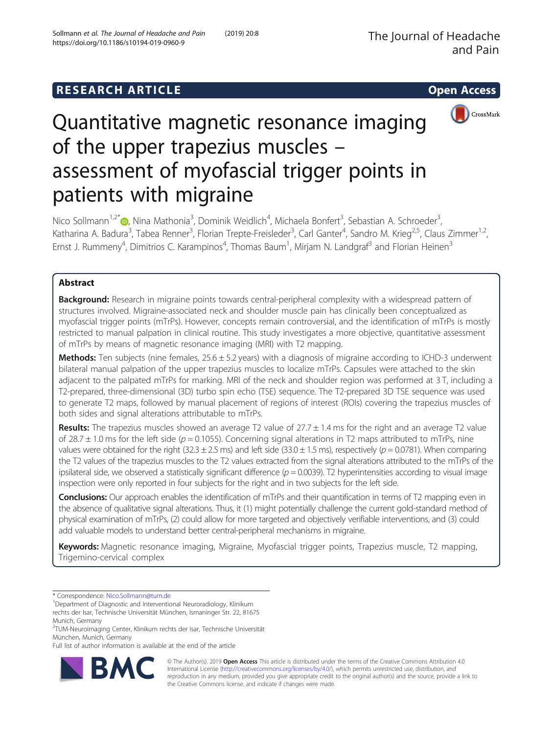RESEARCH ARTICLE

Open Access

# Quantitative magnetic resonance imaging of the upper trapezius muscles – assessment of myofascial trigger points in patients with migraine

Nico Sollmann[1,2*], Nina Mathonia[3], Dominik Weidlich[4], Michaela Bonfert[3], Sebastian A. Schroeder[3], Katharina A. Badura[3], Tabea Renner[3], Florian Trepte-Freisleder[3], Carl Ganter[4], Sandro M. Krieg[2,5], Claus Zimmer[1,2], Ernst J. Rummeny[4], Dimitrios C. Karampinos[4], Thomas Baum[1], Mirjam N. Landgraf[3] and Florian Heinen[3]

## Abstract

**Background:** Research in migraine points towards central-peripheral complexity with a widespread pattern of structures involved. Migraine-associated neck and shoulder muscle pain has clinically been conceptualized as myofascial trigger points (mTrPs). However, concepts remain controversial, and the identification of mTrPs is mostly restricted to manual palpation in clinical routine. This study investigates a more objective, quantitative assessment of mTrPs by means of magnetic resonance imaging (MRI) with T2 mapping.

**Methods:** Ten subjects (nine females, 25.6 ± 5.2 years) with a diagnosis of migraine according to ICHD-3 underwent bilateral manual palpation of the upper trapezius muscles to localize mTrPs. Capsules were attached to the skin adjacent to the palpated mTrPs for marking. MRI of the neck and shoulder region was performed at 3 T, including a T2-prepared, three-dimensional (3D) turbo spin echo (TSE) sequence. The T2-prepared 3D TSE sequence was used to generate T2 maps, followed by manual placement of regions of interest (ROIs) covering the trapezius muscles of both sides and signal alterations attributable to mTrPs.

**Results:** The trapezius muscles showed an average T2 value of 27.7 ± 1.4 ms for the right and an average T2 value of 28.7 ± 1.0 ms for the left side ($p = 0.1055$). Concerning signal alterations in T2 maps attributed to mTrPs, nine values were obtained for the right (32.3 ± 2.5 ms) and left side (33.0 ± 1.5 ms), respectively ($p = 0.0781$). When comparing the T2 values of the trapezius muscles to the T2 values extracted from the signal alterations attributed to the mTrPs of the ipsilateral side, we observed a statistically significant difference ($p = 0.0039$). T2 hyperintensities according to visual image inspection were only reported in four subjects for the right and in two subjects for the left side.

**Conclusions:** Our approach enables the identification of mTrPs and their quantification in terms of T2 mapping even in the absence of qualitative signal alterations. Thus, it (1) might potentially challenge the current gold-standard method of physical examination of mTrPs, (2) could allow for more targeted and objectively verifiable interventions, and (3) could add valuable models to understand better central-peripheral mechanisms in migraine.

**Keywords:** Magnetic resonance imaging, Migraine, Myofascial trigger points, Trapezius muscle, T2 mapping, Trigemino-cervical complex

* Correspondence: Nico.Sollmann@tum.de
[1]Department of Diagnostic and Interventional Neuroradiology, Klinikum rechts der Isar, Technische Universität München, Ismaninger Str. 22, 81675 Munich, Germany
[2]TUM-Neuroimaging Center, Klinikum rechts der Isar, Technische Universität München, Munich, Germany
Full list of author information is available at the end of the article

© The Author(s). 2019 **Open Access** This article is distributed under the terms of the Creative Commons Attribution 4.0 International License (http://creativecommons.org/licenses/by/4.0/), which permits unrestricted use, distribution, and reproduction in any medium, provided you give appropriate credit to the original author(s) and the source, provide a link to the Creative Commons license, and indicate if changes were made.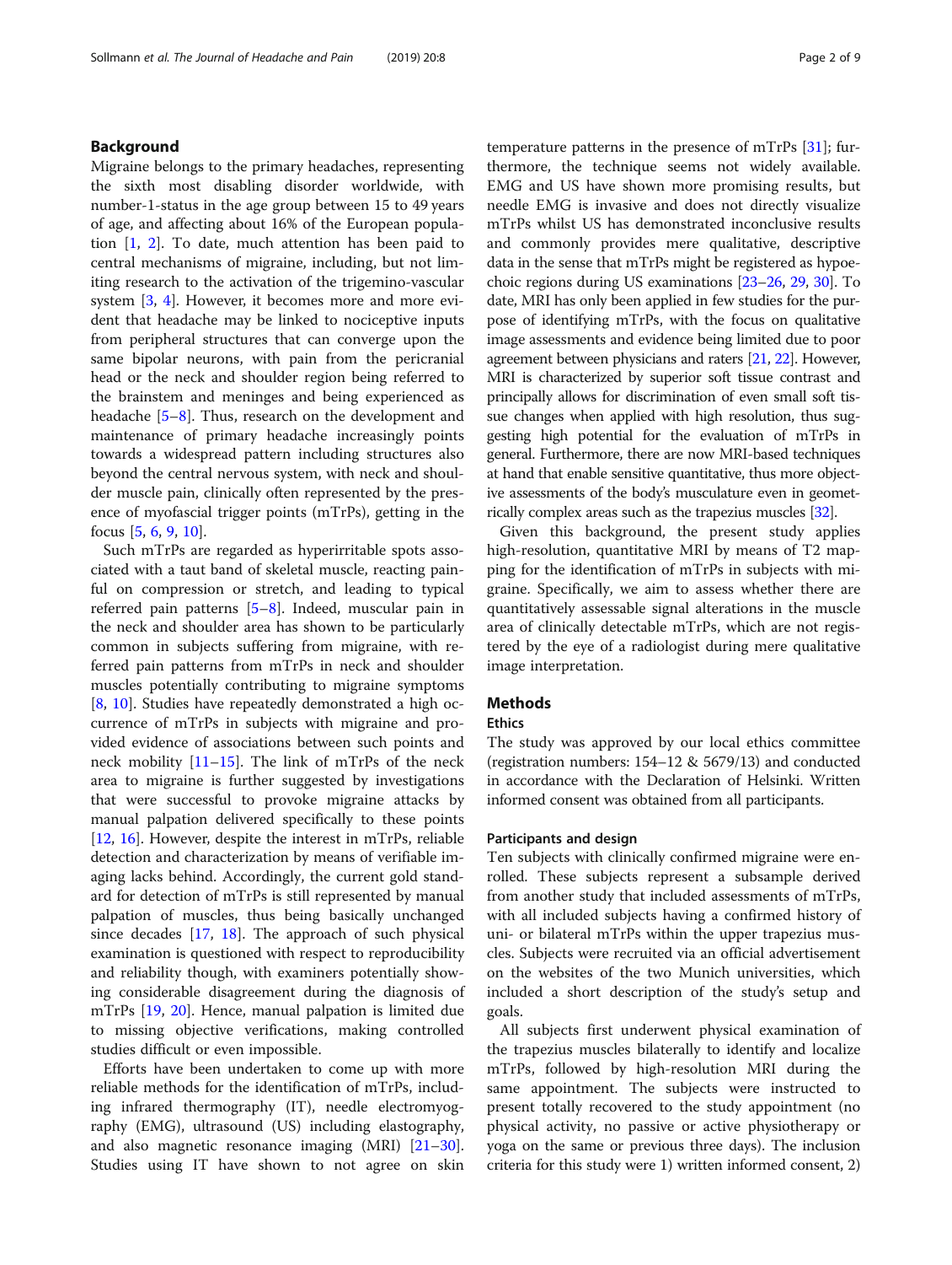## Background

Migraine belongs to the primary headaches, representing the sixth most disabling disorder worldwide, with number-1-status in the age group between 15 to 49 years of age, and affecting about 16% of the European population [1, 2]. To date, much attention has been paid to central mechanisms of migraine, including, but not limiting research to the activation of the trigemino-vascular system [3, 4]. However, it becomes more and more evident that headache may be linked to nociceptive inputs from peripheral structures that can converge upon the same bipolar neurons, with pain from the pericranial head or the neck and shoulder region being referred to the brainstem and meninges and being experienced as headache [5–8]. Thus, research on the development and maintenance of primary headache increasingly points towards a widespread pattern including structures also beyond the central nervous system, with neck and shoulder muscle pain, clinically often represented by the presence of myofascial trigger points (mTrPs), getting in the focus [5, 6, 9, 10].

Such mTrPs are regarded as hyperirritable spots associated with a taut band of skeletal muscle, reacting painful on compression or stretch, and leading to typical referred pain patterns [5–8]. Indeed, muscular pain in the neck and shoulder area has shown to be particularly common in subjects suffering from migraine, with referred pain patterns from mTrPs in neck and shoulder muscles potentially contributing to migraine symptoms [8, 10]. Studies have repeatedly demonstrated a high occurrence of mTrPs in subjects with migraine and provided evidence of associations between such points and neck mobility [11–15]. The link of mTrPs of the neck area to migraine is further suggested by investigations that were successful to provoke migraine attacks by manual palpation delivered specifically to these points [12, 16]. However, despite the interest in mTrPs, reliable detection and characterization by means of verifiable imaging lacks behind. Accordingly, the current gold standard for detection of mTrPs is still represented by manual palpation of muscles, thus being basically unchanged since decades [17, 18]. The approach of such physical examination is questioned with respect to reproducibility and reliability though, with examiners potentially showing considerable disagreement during the diagnosis of mTrPs [19, 20]. Hence, manual palpation is limited due to missing objective verifications, making controlled studies difficult or even impossible.

Efforts have been undertaken to come up with more reliable methods for the identification of mTrPs, including infrared thermography (IT), needle electromyography (EMG), ultrasound (US) including elastography, and also magnetic resonance imaging (MRI) [21–30]. Studies using IT have shown to not agree on skin temperature patterns in the presence of mTrPs [31]; furthermore, the technique seems not widely available. EMG and US have shown more promising results, but needle EMG is invasive and does not directly visualize mTrPs whilst US has demonstrated inconclusive results and commonly provides mere qualitative, descriptive data in the sense that mTrPs might be registered as hypoechoic regions during US examinations [23–26, 29, 30]. To date, MRI has only been applied in few studies for the purpose of identifying mTrPs, with the focus on qualitative image assessments and evidence being limited due to poor agreement between physicians and raters [21, 22]. However, MRI is characterized by superior soft tissue contrast and principally allows for discrimination of even small soft tissue changes when applied with high resolution, thus suggesting high potential for the evaluation of mTrPs in general. Furthermore, there are now MRI-based techniques at hand that enable sensitive quantitative, thus more objective assessments of the body's musculature even in geometrically complex areas such as the trapezius muscles [32].

Given this background, the present study applies high-resolution, quantitative MRI by means of T2 mapping for the identification of mTrPs in subjects with migraine. Specifically, we aim to assess whether there are quantitatively assessable signal alterations in the muscle area of clinically detectable mTrPs, which are not registered by the eye of a radiologist during mere qualitative image interpretation.

## Methods

### Ethics

The study was approved by our local ethics committee (registration numbers: 154–12 & 5679/13) and conducted in accordance with the Declaration of Helsinki. Written informed consent was obtained from all participants.

### Participants and design

Ten subjects with clinically confirmed migraine were enrolled. These subjects represent a subsample derived from another study that included assessments of mTrPs, with all included subjects having a confirmed history of uni- or bilateral mTrPs within the upper trapezius muscles. Subjects were recruited via an official advertisement on the websites of the two Munich universities, which included a short description of the study's setup and goals.

All subjects first underwent physical examination of the trapezius muscles bilaterally to identify and localize mTrPs, followed by high-resolution MRI during the same appointment. The subjects were instructed to present totally recovered to the study appointment (no physical activity, no passive or active physiotherapy or yoga on the same or previous three days). The inclusion criteria for this study were 1) written informed consent, 2)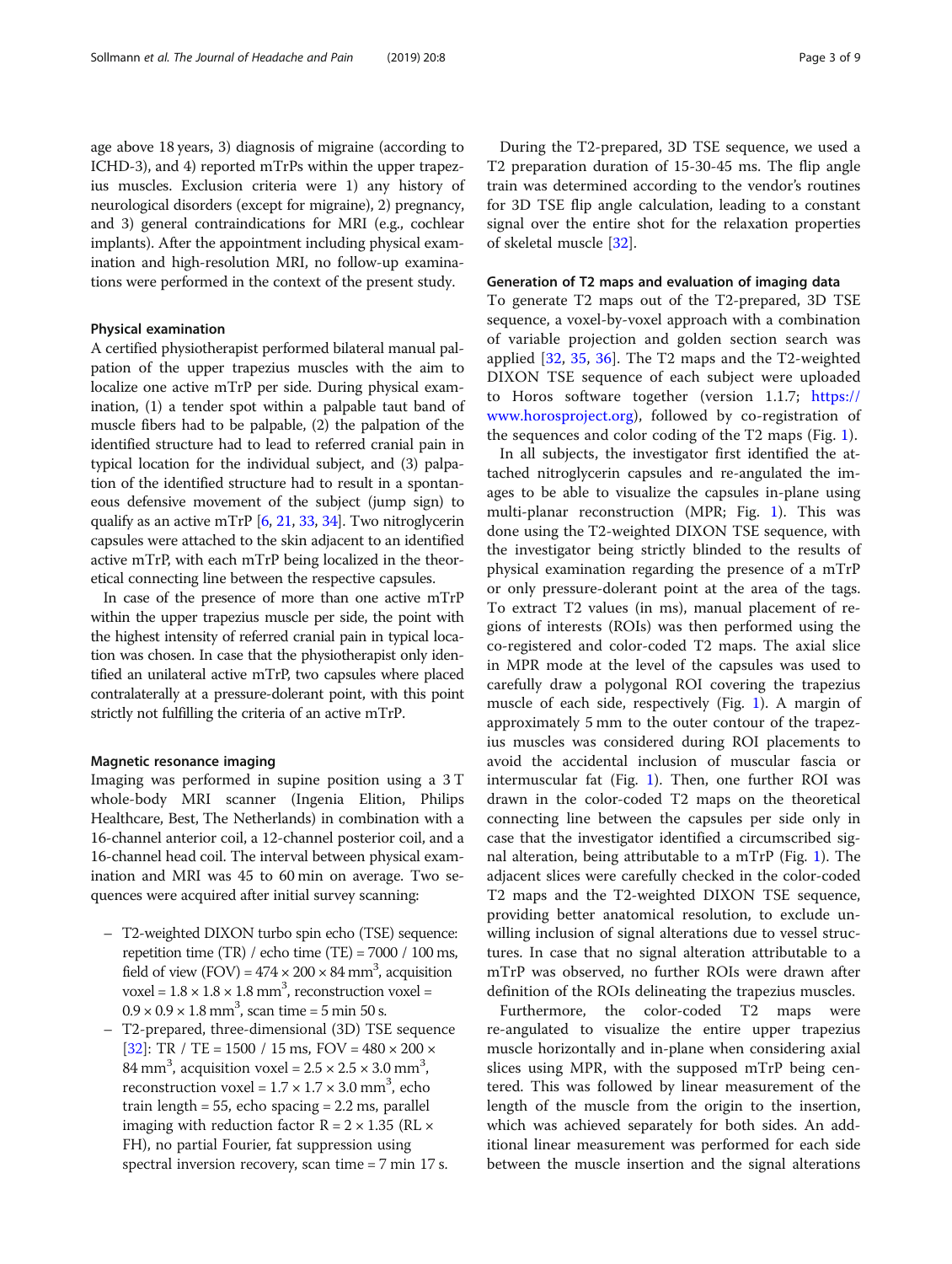age above 18 years, 3) diagnosis of migraine (according to ICHD-3), and 4) reported mTrPs within the upper trapezius muscles. Exclusion criteria were 1) any history of neurological disorders (except for migraine), 2) pregnancy, and 3) general contraindications for MRI (e.g., cochlear implants). After the appointment including physical examination and high-resolution MRI, no follow-up examinations were performed in the context of the present study.

### Physical examination

A certified physiotherapist performed bilateral manual palpation of the upper trapezius muscles with the aim to localize one active mTrP per side. During physical examination, (1) a tender spot within a palpable taut band of muscle fibers had to be palpable, (2) the palpation of the identified structure had to lead to referred cranial pain in typical location for the individual subject, and (3) palpation of the identified structure had to result in a spontaneous defensive movement of the subject (jump sign) to qualify as an active mTrP [6, 21, 33, 34]. Two nitroglycerin capsules were attached to the skin adjacent to an identified active mTrP, with each mTrP being localized in the theoretical connecting line between the respective capsules.

In case of the presence of more than one active mTrP within the upper trapezius muscle per side, the point with the highest intensity of referred cranial pain in typical location was chosen. In case that the physiotherapist only identified an unilateral active mTrP, two capsules where placed contralaterally at a pressure-dolerant point, with this point strictly not fulfilling the criteria of an active mTrP.

### Magnetic resonance imaging

Imaging was performed in supine position using a 3 T whole-body MRI scanner (Ingenia Elition, Philips Healthcare, Best, The Netherlands) in combination with a 16-channel anterior coil, a 12-channel posterior coil, and a 16-channel head coil. The interval between physical examination and MRI was 45 to 60 min on average. Two sequences were acquired after initial survey scanning:

- T2-weighted DIXON turbo spin echo (TSE) sequence: repetition time (TR) / echo time (TE) = 7000 / 100 ms, field of view (FOV) = 474 × 200 × 84 mm$^3$, acquisition voxel = 1.8 × 1.8 × 1.8 mm$^3$, reconstruction voxel = 0.9 × 0.9 × 1.8 mm$^3$, scan time = 5 min 50 s.
- T2-prepared, three-dimensional (3D) TSE sequence [32]: TR / TE = 1500 / 15 ms, FOV = 480 × 200 × 84 mm$^3$, acquisition voxel = 2.5 × 2.5 × 3.0 mm$^3$, reconstruction voxel = 1.7 × 1.7 × 3.0 mm$^3$, echo train length = 55, echo spacing = 2.2 ms, parallel imaging with reduction factor R = 2 × 1.35 (RL × FH), no partial Fourier, fat suppression using spectral inversion recovery, scan time = 7 min 17 s.

During the T2-prepared, 3D TSE sequence, we used a T2 preparation duration of 15-30-45 ms. The flip angle train was determined according to the vendor's routines for 3D TSE flip angle calculation, leading to a constant signal over the entire shot for the relaxation properties of skeletal muscle [32].

### Generation of T2 maps and evaluation of imaging data

To generate T2 maps out of the T2-prepared, 3D TSE sequence, a voxel-by-voxel approach with a combination of variable projection and golden section search was applied [32, 35, 36]. The T2 maps and the T2-weighted DIXON TSE sequence of each subject were uploaded to Horos software together (version 1.1.7; https://www.horosproject.org), followed by co-registration of the sequences and color coding of the T2 maps (Fig. 1).

In all subjects, the investigator first identified the attached nitroglycerin capsules and re-angulated the images to be able to visualize the capsules in-plane using multi-planar reconstruction (MPR; Fig. 1). This was done using the T2-weighted DIXON TSE sequence, with the investigator being strictly blinded to the results of physical examination regarding the presence of a mTrP or only pressure-dolerant point at the area of the tags. To extract T2 values (in ms), manual placement of regions of interests (ROIs) was then performed using the co-registered and color-coded T2 maps. The axial slice in MPR mode at the level of the capsules was used to carefully draw a polygonal ROI covering the trapezius muscle of each side, respectively (Fig. 1). A margin of approximately 5 mm to the outer contour of the trapezius muscles was considered during ROI placements to avoid the accidental inclusion of muscular fascia or intermuscular fat (Fig. 1). Then, one further ROI was drawn in the color-coded T2 maps on the theoretical connecting line between the capsules per side only in case that the investigator identified a circumscribed signal alteration, being attributable to a mTrP (Fig. 1). The adjacent slices were carefully checked in the color-coded T2 maps and the T2-weighted DIXON TSE sequence, providing better anatomical resolution, to exclude unwilling inclusion of signal alterations due to vessel structures. In case that no signal alteration attributable to a mTrP was observed, no further ROIs were drawn after definition of the ROIs delineating the trapezius muscles.

Furthermore, the color-coded T2 maps were re-angulated to visualize the entire upper trapezius muscle horizontally and in-plane when considering axial slices using MPR, with the supposed mTrP being centered. This was followed by linear measurement of the length of the muscle from the origin to the insertion, which was achieved separately for both sides. An additional linear measurement was performed for each side between the muscle insertion and the signal alterations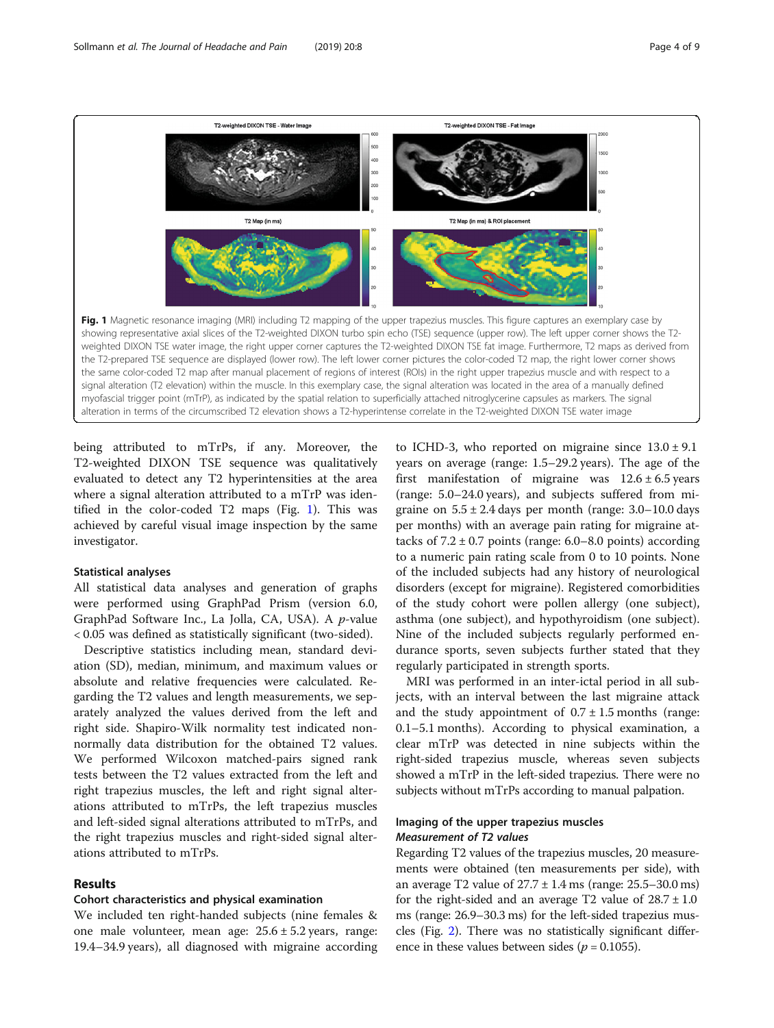**Fig. 1** Magnetic resonance imaging (MRI) including T2 mapping of the upper trapezius muscles. This figure captures an exemplary case by showing representative axial slices of the T2-weighted DIXON turbo spin echo (TSE) sequence (upper row). The left upper corner shows the T2-weighted DIXON TSE water image, the right upper corner captures the T2-weighted DIXON TSE fat image. Furthermore, T2 maps as derived from the T2-prepared TSE sequence are displayed (lower row). The left lower corner pictures the color-coded T2 map, the right lower corner shows the same color-coded T2 map after manual placement of regions of interest (ROIs) in the right upper trapezius muscle and with respect to a signal alteration (T2 elevation) within the muscle. In this exemplary case, the signal alteration was located in the area of a manually defined myofascial trigger point (mTrP), as indicated by the spatial relation to superficially attached nitroglycerine capsules as markers. The signal alteration in terms of the circumscribed T2 elevation shows a T2-hyperintense correlate in the T2-weighted DIXON TSE water image

being attributed to mTrPs, if any. Moreover, the T2-weighted DIXON TSE sequence was qualitatively evaluated to detect any T2 hyperintensities at the area where a signal alteration attributed to a mTrP was identified in the color-coded T2 maps (Fig. 1). This was achieved by careful visual image inspection by the same investigator.

### Statistical analyses

All statistical data analyses and generation of graphs were performed using GraphPad Prism (version 6.0, GraphPad Software Inc., La Jolla, CA, USA). A $p$-value $< 0.05$ was defined as statistically significant (two-sided).

Descriptive statistics including mean, standard deviation (SD), median, minimum, and maximum values or absolute and relative frequencies were calculated. Regarding the T2 values and length measurements, we separately analyzed the values derived from the left and right side. Shapiro-Wilk normality test indicated non-normally data distribution for the obtained T2 values. We performed Wilcoxon matched-pairs signed rank tests between the T2 values extracted from the left and right trapezius muscles, the left and right signal alterations attributed to mTrPs, the left trapezius muscles and left-sided signal alterations attributed to mTrPs, and the right trapezius muscles and right-sided signal alterations attributed to mTrPs.

## Results

### Cohort characteristics and physical examination

We included ten right-handed subjects (nine females & one male volunteer, mean age: 25.6 ± 5.2 years, range: 19.4–34.9 years), all diagnosed with migraine according to ICHD-3, who reported on migraine since 13.0 ± 9.1 years on average (range: 1.5–29.2 years). The age of the first manifestation of migraine was 12.6 ± 6.5 years (range: 5.0–24.0 years), and subjects suffered from migraine on 5.5 ± 2.4 days per month (range: 3.0–10.0 days per months) with an average pain rating for migraine attacks of 7.2 ± 0.7 points (range: 6.0–8.0 points) according to a numeric pain rating scale from 0 to 10 points. None of the included subjects had any history of neurological disorders (except for migraine). Registered comorbidities of the study cohort were pollen allergy (one subject), asthma (one subject), and hypothyroidism (one subject). Nine of the included subjects regularly performed endurance sports, seven subjects further stated that they regularly participated in strength sports.

MRI was performed in an inter-ictal period in all subjects, with an interval between the last migraine attack and the study appointment of 0.7 ± 1.5 months (range: 0.1–5.1 months). According to physical examination, a clear mTrP was detected in nine subjects within the right-sided trapezius muscle, whereas seven subjects showed a mTrP in the left-sided trapezius. There were no subjects without mTrPs according to manual palpation.

### Imaging of the upper trapezius muscles

#### *Measurement of T2 values*

Regarding T2 values of the trapezius muscles, 20 measurements were obtained (ten measurements per side), with an average T2 value of 27.7 ± 1.4 ms (range: 25.5–30.0 ms) for the right-sided and an average T2 value of 28.7 ± 1.0 ms (range: 26.9–30.3 ms) for the left-sided trapezius muscles (Fig. 2). There was no statistically significant difference in these values between sides ($p = 0.1055$).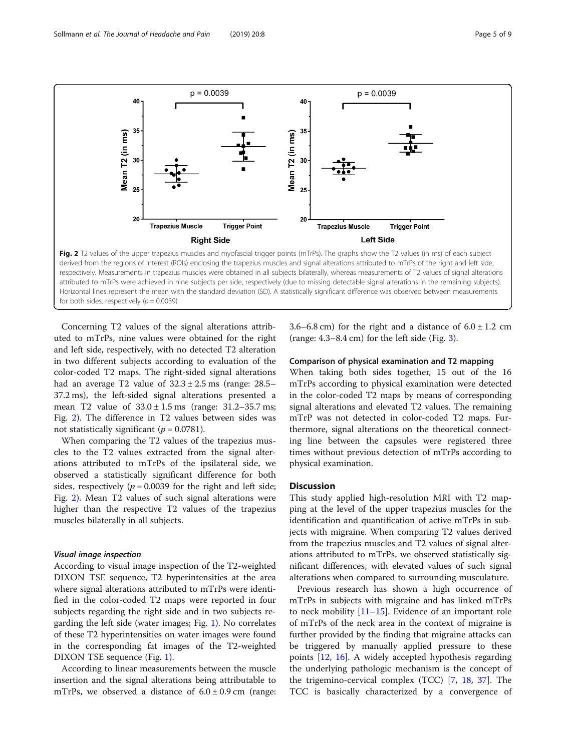**Fig. 2** T2 values of the upper trapezius muscles and myofascial trigger points (mTrPs). The graphs show the T2 values (in ms) of each subject derived from the regions of interest (ROIs) enclosing the trapezius muscles and signal alterations attributed to mTrPs of the right and left side, respectively. Measurements in trapezius muscles were obtained in all subjects bilaterally, whereas measurements of T2 values of signal alterations attributed to mTrPs were achieved in nine subjects per side, respectively (due to missing detectable signal alterations in the remaining subjects). Horizontal lines represent the mean with the standard deviation (SD). A statistically significant difference was observed between measurements for both sides, respectively ($p = 0.0039$)

Concerning T2 values of the signal alterations attributed to mTrPs, nine values were obtained for the right and left side, respectively, with no detected T2 alteration in two different subjects according to evaluation of the color-coded T2 maps. The right-sided signal alterations had an average T2 value of 32.3 ± 2.5 ms (range: 28.5–37.2 ms), the left-sided signal alterations presented a mean T2 value of 33.0 ± 1.5 ms (range: 31.2–35.7 ms; Fig. 2). The difference in T2 values between sides was not statistically significant ($p = 0.0781$).

When comparing the T2 values of the trapezius muscles to the T2 values extracted from the signal alterations attributed to mTrPs of the ipsilateral side, we observed a statistically significant difference for both sides, respectively ($p = 0.0039$ for the right and left side; Fig. 2). Mean T2 values of such signal alterations were higher than the respective T2 values of the trapezius muscles bilaterally in all subjects.

#### Visual image inspection

According to visual image inspection of the T2-weighted DIXON TSE sequence, T2 hyperintensities at the area where signal alterations attributed to mTrPs were identified in the color-coded T2 maps were reported in four subjects regarding the right side and in two subjects regarding the left side (water images; Fig. 1). No correlates of these T2 hyperintensities on water images were found in the corresponding fat images of the T2-weighted DIXON TSE sequence (Fig. 1).

According to linear measurements between the muscle insertion and the signal alterations being attributable to mTrPs, we observed a distance of 6.0 ± 0.9 cm (range: 3.6–6.8 cm) for the right and a distance of 6.0 ± 1.2 cm (range: 4.3–8.4 cm) for the left side (Fig. 3).

### Comparison of physical examination and T2 mapping

When taking both sides together, 15 out of the 16 mTrPs according to physical examination were detected in the color-coded T2 maps by means of corresponding signal alterations and elevated T2 values. The remaining mTrP was not detected in color-coded T2 maps. Furthermore, signal alterations on the theoretical connecting line between the capsules were registered three times without previous detection of mTrPs according to physical examination.

## Discussion

This study applied high-resolution MRI with T2 mapping at the level of the upper trapezius muscles for the identification and quantification of active mTrPs in subjects with migraine. When comparing T2 values derived from the trapezius muscles and T2 values of signal alterations attributed to mTrPs, we observed statistically significant differences, with elevated values of such signal alterations when compared to surrounding musculature.

Previous research has shown a high occurrence of mTrPs in subjects with migraine and has linked mTrPs to neck mobility [11–15]. Evidence of an important role of mTrPs of the neck area in the context of migraine is further provided by the finding that migraine attacks can be triggered by manually applied pressure to these points [12, 16]. A widely accepted hypothesis regarding the underlying pathologic mechanism is the concept of the trigemino-cervical complex (TCC) [7, 18, 37]. The TCC is basically characterized by a convergence of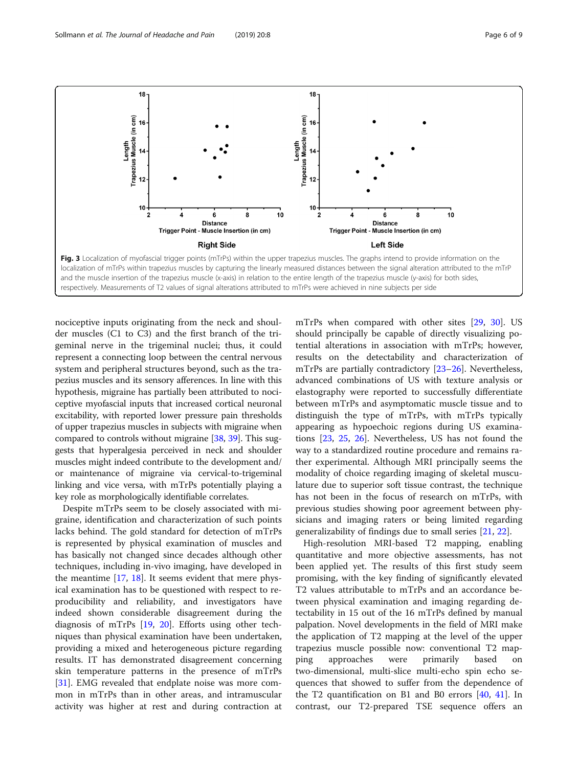Fig. 3 Localization of myofascial trigger points (mTrPs) within the upper trapezius muscles. The graphs intend to provide information on the localization of mTrPs within trapezius muscles by capturing the linearly measured distances between the signal alteration attributed to the mTrP and the muscle insertion of the trapezius muscle (x-axis) in relation to the entire length of the trapezius muscle (y-axis) for both sides, respectively. Measurements of T2 values of signal alterations attributed to mTrPs were achieved in nine subjects per side

nociceptive inputs originating from the neck and shoulder muscles (C1 to C3) and the first branch of the trigeminal nerve in the trigeminal nuclei; thus, it could represent a connecting loop between the central nervous system and peripheral structures beyond, such as the trapezius muscles and its sensory afferences. In line with this hypothesis, migraine has partially been attributed to nociceptive myofascial inputs that increased cortical neuronal excitability, with reported lower pressure pain thresholds of upper trapezius muscles in subjects with migraine when compared to controls without migraine [38, 39]. This suggests that hyperalgesia perceived in neck and shoulder muscles might indeed contribute to the development and/or maintenance of migraine via cervical-to-trigeminal linking and vice versa, with mTrPs potentially playing a key role as morphologically identifiable correlates.

Despite mTrPs seem to be closely associated with migraine, identification and characterization of such points lacks behind. The gold standard for detection of mTrPs is represented by physical examination of muscles and has basically not changed since decades although other techniques, including in-vivo imaging, have developed in the meantime [17, 18]. It seems evident that mere physical examination has to be questioned with respect to reproducibility and reliability, and investigators have indeed shown considerable disagreement during the diagnosis of mTrPs [19, 20]. Efforts using other techniques than physical examination have been undertaken, providing a mixed and heterogeneous picture regarding results. IT has demonstrated disagreement concerning skin temperature patterns in the presence of mTrPs [31]. EMG revealed that endplate noise was more common in mTrPs than in other areas, and intramuscular activity was higher at rest and during contraction at mTrPs when compared with other sites [29, 30]. US should principally be capable of directly visualizing potential alterations in association with mTrPs; however, results on the detectability and characterization of mTrPs are partially contradictory [23–26]. Nevertheless, advanced combinations of US with texture analysis or elastography were reported to successfully differentiate between mTrPs and asymptomatic muscle tissue and to distinguish the type of mTrPs, with mTrPs typically appearing as hypoechoic regions during US examinations [23, 25, 26]. Nevertheless, US has not found the way to a standardized routine procedure and remains rather experimental. Although MRI principally seems the modality of choice regarding imaging of skeletal musculature due to superior soft tissue contrast, the technique has not been in the focus of research on mTrPs, with previous studies showing poor agreement between physicians and imaging raters or being limited regarding generalizability of findings due to small series [21, 22].

High-resolution MRI-based T2 mapping, enabling quantitative and more objective assessments, has not been applied yet. The results of this first study seem promising, with the key finding of significantly elevated T2 values attributable to mTrPs and an accordance between physical examination and imaging regarding detectability in 15 out of the 16 mTrPs defined by manual palpation. Novel developments in the field of MRI make the application of T2 mapping at the level of the upper trapezius muscle possible now: conventional T2 mapping approaches were primarily based on two-dimensional, multi-slice multi-echo spin echo sequences that showed to suffer from the dependence of the T2 quantification on B1 and B0 errors [40, 41]. In contrast, our T2-prepared TSE sequence offers an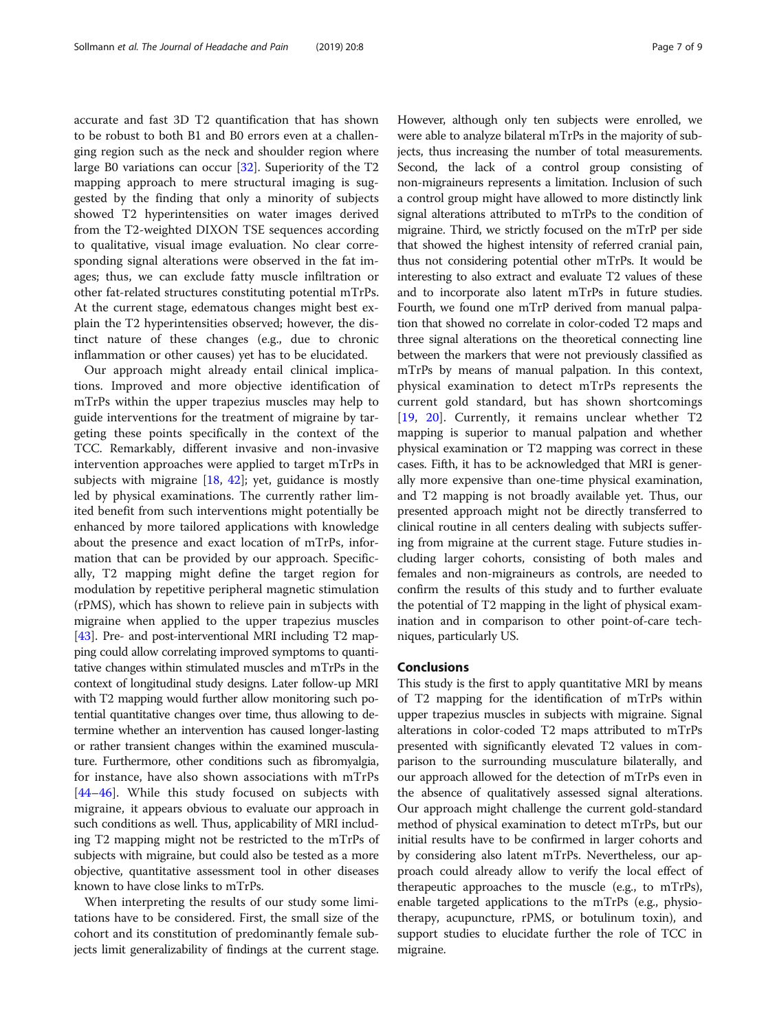accurate and fast 3D T2 quantification that has shown to be robust to both B1 and B0 errors even at a challenging region such as the neck and shoulder region where large B0 variations can occur [32]. Superiority of the T2 mapping approach to mere structural imaging is suggested by the finding that only a minority of subjects showed T2 hyperintensities on water images derived from the T2-weighted DIXON TSE sequences according to qualitative, visual image evaluation. No clear corresponding signal alterations were observed in the fat images; thus, we can exclude fatty muscle infiltration or other fat-related structures constituting potential mTrPs. At the current stage, edematous changes might best explain the T2 hyperintensities observed; however, the distinct nature of these changes (e.g., due to chronic inflammation or other causes) yet has to be elucidated.

Our approach might already entail clinical implications. Improved and more objective identification of mTrPs within the upper trapezius muscles may help to guide interventions for the treatment of migraine by targeting these points specifically in the context of the TCC. Remarkably, different invasive and non-invasive intervention approaches were applied to target mTrPs in subjects with migraine [18, 42]; yet, guidance is mostly led by physical examinations. The currently rather limited benefit from such interventions might potentially be enhanced by more tailored applications with knowledge about the presence and exact location of mTrPs, information that can be provided by our approach. Specifically, T2 mapping might define the target region for modulation by repetitive peripheral magnetic stimulation (rPMS), which has shown to relieve pain in subjects with migraine when applied to the upper trapezius muscles [43]. Pre- and post-interventional MRI including T2 mapping could allow correlating improved symptoms to quantitative changes within stimulated muscles and mTrPs in the context of longitudinal study designs. Later follow-up MRI with T2 mapping would further allow monitoring such potential quantitative changes over time, thus allowing to determine whether an intervention has caused longer-lasting or rather transient changes within the examined musculature. Furthermore, other conditions such as fibromyalgia, for instance, have also shown associations with mTrPs [44–46]. While this study focused on subjects with migraine, it appears obvious to evaluate our approach in such conditions as well. Thus, applicability of MRI including T2 mapping might not be restricted to the mTrPs of subjects with migraine, but could also be tested as a more objective, quantitative assessment tool in other diseases known to have close links to mTrPs.

When interpreting the results of our study some limitations have to be considered. First, the small size of the cohort and its constitution of predominantly female subjects limit generalizability of findings at the current stage. However, although only ten subjects were enrolled, we were able to analyze bilateral mTrPs in the majority of subjects, thus increasing the number of total measurements. Second, the lack of a control group consisting of non-migraineurs represents a limitation. Inclusion of such a control group might have allowed to more distinctly link signal alterations attributed to mTrPs to the condition of migraine. Third, we strictly focused on the mTrP per side that showed the highest intensity of referred cranial pain, thus not considering potential other mTrPs. It would be interesting to also extract and evaluate T2 values of these and to incorporate also latent mTrPs in future studies. Fourth, we found one mTrP derived from manual palpation that showed no correlate in color-coded T2 maps and three signal alterations on the theoretical connecting line between the markers that were not previously classified as mTrPs by means of manual palpation. In this context, physical examination to detect mTrPs represents the current gold standard, but has shown shortcomings [19, 20]. Currently, it remains unclear whether T2 mapping is superior to manual palpation and whether physical examination or T2 mapping was correct in these cases. Fifth, it has to be acknowledged that MRI is generally more expensive than one-time physical examination, and T2 mapping is not broadly available yet. Thus, our presented approach might not be directly transferred to clinical routine in all centers dealing with subjects suffering from migraine at the current stage. Future studies including larger cohorts, consisting of both males and females and non-migraineurs as controls, are needed to confirm the results of this study and to further evaluate the potential of T2 mapping in the light of physical examination and in comparison to other point-of-care techniques, particularly US.

## Conclusions

This study is the first to apply quantitative MRI by means of T2 mapping for the identification of mTrPs within upper trapezius muscles in subjects with migraine. Signal alterations in color-coded T2 maps attributed to mTrPs presented with significantly elevated T2 values in comparison to the surrounding musculature bilaterally, and our approach allowed for the detection of mTrPs even in the absence of qualitatively assessed signal alterations. Our approach might challenge the current gold-standard method of physical examination to detect mTrPs, but our initial results have to be confirmed in larger cohorts and by considering also latent mTrPs. Nevertheless, our approach could already allow to verify the local effect of therapeutic approaches to the muscle (e.g., to mTrPs), enable targeted applications to the mTrPs (e.g., physiotherapy, acupuncture, rPMS, or botulinum toxin), and support studies to elucidate further the role of TCC in migraine.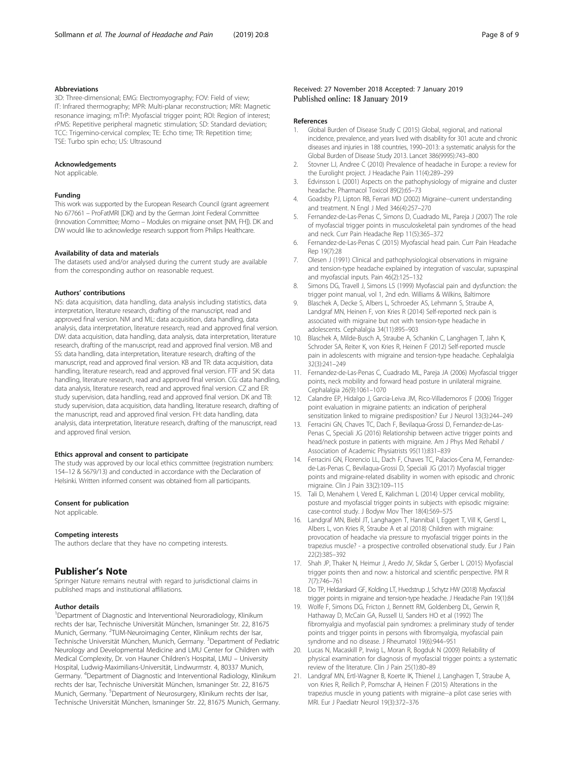#### Abbreviations

3D: Three-dimensional; EMG: Electromyography; FOV: Field of view; IT: Infrared thermography; MPR: Multi-planar reconstruction; MRI: Magnetic resonance imaging; mTrP: Myofascial trigger point; ROI: Region of interest; rPMS: Repetitive peripheral magnetic stimulation; SD: Standard deviation; TCC: Trigemino-cervical complex; TE: Echo time; TR: Repetition time; TSE: Turbo spin echo; US: Ultrasound

#### Acknowledgements

Not applicable.

#### Funding

This work was supported by the European Research Council (grant agreement No 677661 – ProFatMRI [DK]) and by the German Joint Federal Committee (Innovation Committee; Momo – Modules on migraine onset [NM, FH]). DK and DW would like to acknowledge research support from Philips Healthcare.

#### Availability of data and materials

The datasets used and/or analysed during the current study are available from the corresponding author on reasonable request.

#### Authors' contributions

NS: data acquisition, data handling, data analysis including statistics, data interpretation, literature research, drafting of the manuscript, read and approved final version. NM and ML: data acquisition, data handling, data analysis, data interpretation, literature research, read and approved final version. DW: data acquisition, data handling, data analysis, data interpretation, literature research, drafting of the manuscript, read and approved final version. MB and SS: data handling, data interpretation, literature research, drafting of the manuscript, read and approved final version. KB and TR: data acquisition, data handling, literature research, read and approved final version. FTF and SK: data handling, literature research, read and approved final version. CG: data handling, data analysis, literature research, read and approved final version. CZ and ER: study supervision, data handling, read and approved final version. DK and TB: study supervision, data acquisition, data handling, literature research, drafting of the manuscript, read and approved final version. FH: data handling, data analysis, data interpretation, literature research, drafting of the manuscript, read and approved final version.

#### Ethics approval and consent to participate

The study was approved by our local ethics committee (registration numbers: 154–12 & 5679/13) and conducted in accordance with the Declaration of Helsinki. Written informed consent was obtained from all participants.

#### Consent for publication

Not applicable.

#### Competing interests

The authors declare that they have no competing interests.

## Publisher's Note

Springer Nature remains neutral with regard to jurisdictional claims in published maps and institutional affiliations.

#### Author details

[1]Department of Diagnostic and Interventional Neuroradiology, Klinikum rechts der Isar, Technische Universität München, Ismaninger Str. 22, 81675 Munich, Germany. [2]TUM-Neuroimaging Center, Klinikum rechts der Isar, Technische Universität München, Munich, Germany. [3]Department of Pediatric Neurology and Developmental Medicine and LMU Center for Children with Medical Complexity, Dr. von Hauner Children's Hospital, LMU – University Hospital, Ludwig-Maximilians-Universität, Lindwurmstr. 4, 80337 Munich, Germany. [4]Department of Diagnostic and Interventional Radiology, Klinikum rechts der Isar, Technische Universität München, Ismaninger Str. 22, 81675 Munich, Germany. [5]Department of Neurosurgery, Klinikum rechts der Isar, Technische Universität München, Ismaninger Str. 22, 81675 Munich, Germany.

Received: 27 November 2018 Accepted: 7 January 2019
Published online: 18 January 2019

#### References

1. Global Burden of Disease Study C (2015) Global, regional, and national incidence, prevalence, and years lived with disability for 301 acute and chronic diseases and injuries in 188 countries, 1990–2013: a systematic analysis for the Global Burden of Disease Study 2013. Lancet 386(9995):743–800
2. Stovner LJ, Andree C (2010) Prevalence of headache in Europe: a review for the Eurolight project. J Headache Pain 11(4):289–299
3. Edvinsson L (2001) Aspects on the pathophysiology of migraine and cluster headache. Pharmacol Toxicol 89(2):65–73
4. Goadsby PJ, Lipton RB, Ferrari MD (2002) Migraine--current understanding and treatment. N Engl J Med 346(4):257–270
5. Fernandez-de-Las-Penas C, Simons D, Cuadrado ML, Pareja J (2007) The role of myofascial trigger points in musculoskeletal pain syndromes of the head and neck. Curr Pain Headache Rep 11(5):365–372
6. Fernandez-de-Las-Penas C (2015) Myofascial head pain. Curr Pain Headache Rep 19(7):28
7. Olesen J (1991) Clinical and pathophysiological observations in migraine and tension-type headache explained by integration of vascular, supraspinal and myofascial inputs. Pain 46(2):125–132
8. Simons DG, Travell J, Simons LS (1999) Myofascial pain and dysfunction: the trigger point manual, vol 1, 2nd edn. Williams & Wilkins, Baltimore
9. Blaschek A, Decke S, Albers L, Schroeder AS, Lehmann S, Straube A, Landgraf MN, Heinen F, von Kries R (2014) Self-reported neck pain is associated with migraine but not with tension-type headache in adolescents. Cephalalgia 34(11):895–903
10. Blaschek A, Milde-Busch A, Straube A, Schankin C, Langhagen T, Jahn K, Schroder SA, Reiter K, von Kries R, Heinen F (2012) Self-reported muscle pain in adolescents with migraine and tension-type headache. Cephalalgia 32(3):241–249
11. Fernandez-de-Las-Penas C, Cuadrado ML, Pareja JA (2006) Myofascial trigger points, neck mobility and forward head posture in unilateral migraine. Cephalalgia 26(9):1061–1070
12. Calandre EP, Hidalgo J, Garcia-Leiva JM, Rico-Villademoros F (2006) Trigger point evaluation in migraine patients: an indication of peripheral sensitization linked to migraine predisposition? Eur J Neurol 13(3):244–249
13. Ferracini GN, Chaves TC, Dach F, Bevilaqua-Grossi D, Fernandez-de-Las-Penas C, Speciali JG (2016) Relationship between active trigger points and head/neck posture in patients with migraine. Am J Phys Med Rehabil / Association of Academic Physiatrists 95(11):831–839
14. Ferracini GN, Florencio LL, Dach F, Chaves TC, Palacios-Cena M, Fernandez-de-Las-Penas C, Bevilaqua-Grossi D, Speciali JG (2017) Myofascial trigger points and migraine-related disability in women with episodic and chronic migraine. Clin J Pain 33(2):109–115
15. Tali D, Menahem I, Vered E, Kalichman L (2014) Upper cervical mobility, posture and myofascial trigger points in subjects with episodic migraine: case-control study. J Bodyw Mov Ther 18(4):569–575
16. Landgraf MN, Biebl JT, Langhagen T, Hannibal I, Eggert T, Vill K, Gerstl L, Albers L, von Kries R, Straube A et al (2018) Children with migraine: provocation of headache via pressure to myofascial trigger points in the trapezius muscle? - a prospective controlled observational study. Eur J Pain 22(2):385–392
17. Shah JP, Thaker N, Heimur J, Aredo JV, Sikdar S, Gerber L (2015) Myofascial trigger points then and now: a historical and scientific perspective. PM R 7(7):746–761
18. Do TP, Heldarskard GF, Kolding LT, Hvedstrup J, Schytz HW (2018) Myofascial trigger points in migraine and tension-type headache. J Headache Pain 19(1):84
19. Wolfe F, Simons DG, Fricton J, Bennett RM, Goldenberg DL, Gerwin R, Hathaway D, McCain GA, Russell IJ, Sanders HO et al (1992) The fibromyalgia and myofascial pain syndromes: a preliminary study of tender points and trigger points in persons with fibromyalgia, myofascial pain syndrome and no disease. J Rheumatol 19(6):944–951
20. Lucas N, Macaskill P, Irwig L, Moran R, Bogduk N (2009) Reliability of physical examination for diagnosis of myofascial trigger points: a systematic review of the literature. Clin J Pain 25(1):80–89
21. Landgraf MN, Ertl-Wagner B, Koerte IK, Thienel J, Langhagen T, Straube A, von Kries R, Reilich P, Pomschar A, Heinen F (2015) Alterations in the trapezius muscle in young patients with migraine--a pilot case series with MRI. Eur J Paediatr Neurol 19(3):372–376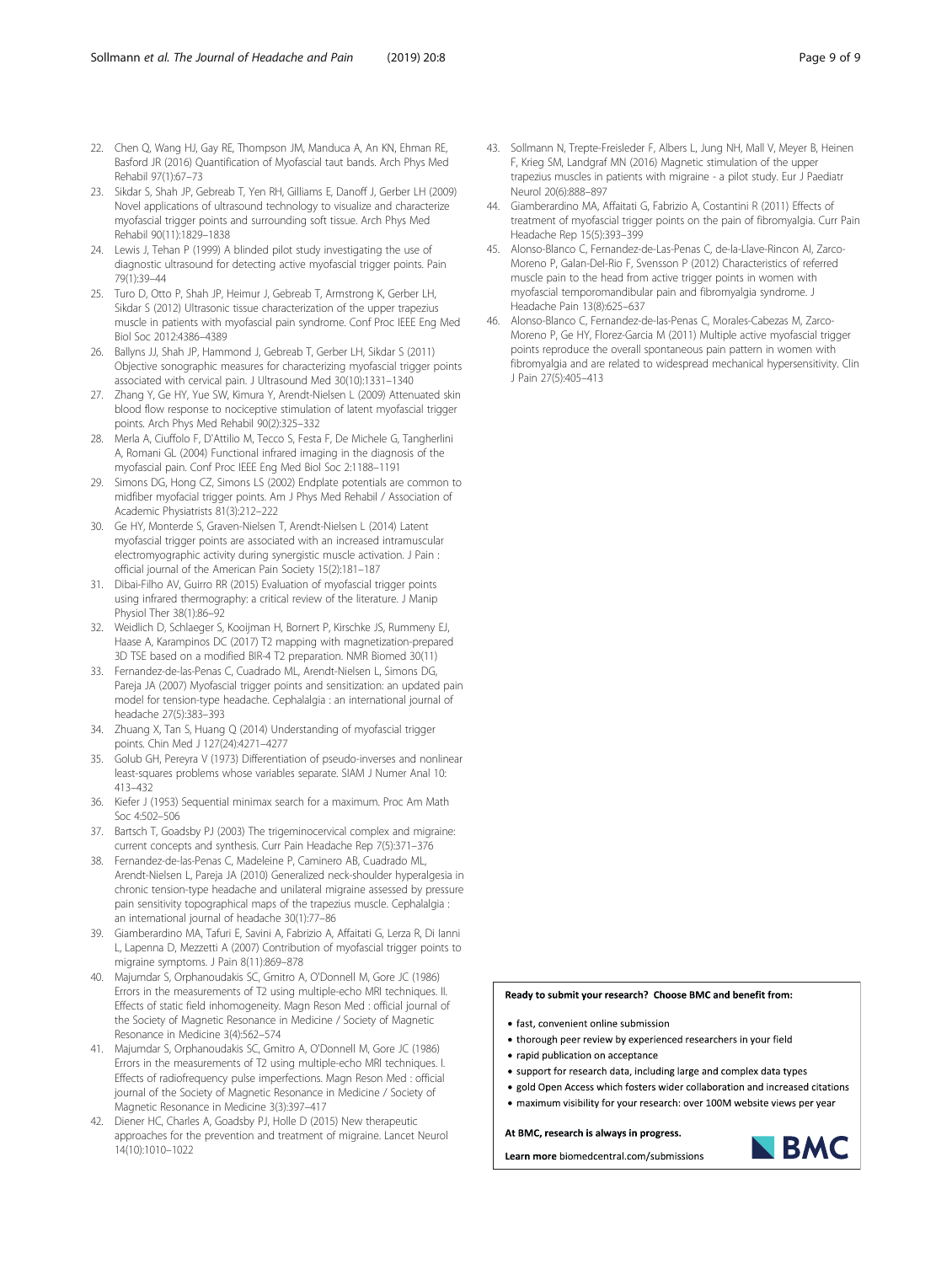22. Chen Q, Wang HJ, Gay RE, Thompson JM, Manduca A, An KN, Ehman RE, Basford JR (2016) Quantification of Myofascial taut bands. Arch Phys Med Rehabil 97(1):67–73
23. Sikdar S, Shah JP, Gebreab T, Yen RH, Gilliams E, Danoff J, Gerber LH (2009) Novel applications of ultrasound technology to visualize and characterize myofascial trigger points and surrounding soft tissue. Arch Phys Med Rehabil 90(11):1829–1838
24. Lewis J, Tehan P (1999) A blinded pilot study investigating the use of diagnostic ultrasound for detecting active myofascial trigger points. Pain 79(1):39–44
25. Turo D, Otto P, Shah JP, Heimur J, Gebreab T, Armstrong K, Gerber LH, Sikdar S (2012) Ultrasonic tissue characterization of the upper trapezius muscle in patients with myofascial pain syndrome. Conf Proc IEEE Eng Med Biol Soc 2012:4386–4389
26. Ballyns JJ, Shah JP, Hammond J, Gebreab T, Gerber LH, Sikdar S (2011) Objective sonographic measures for characterizing myofascial trigger points associated with cervical pain. J Ultrasound Med 30(10):1331–1340
27. Zhang Y, Ge HY, Yue SW, Kimura Y, Arendt-Nielsen L (2009) Attenuated skin blood flow response to nociceptive stimulation of latent myofascial trigger points. Arch Phys Med Rehabil 90(2):325–332
28. Merla A, Ciuffolo F, D'Attilio M, Tecco S, Festa F, De Michele G, Tangherlini A, Romani GL (2004) Functional infrared imaging in the diagnosis of the myofascial pain. Conf Proc IEEE Eng Med Biol Soc 2:1188–1191
29. Simons DG, Hong CZ, Simons LS (2002) Endplate potentials are common to midfiber myofacial trigger points. Am J Phys Med Rehabil / Association of Academic Physiatrists 81(3):212–222
30. Ge HY, Monterde S, Graven-Nielsen T, Arendt-Nielsen L (2014) Latent myofascial trigger points are associated with an increased intramuscular electromyographic activity during synergistic muscle activation. J Pain : official journal of the American Pain Society 15(2):181–187
31. Dibai-Filho AV, Guirro RR (2015) Evaluation of myofascial trigger points using infrared thermography: a critical review of the literature. J Manip Physiol Ther 38(1):86–92
32. Weidlich D, Schlaeger S, Kooijman H, Bornert P, Kirschke JS, Rummeny EJ, Haase A, Karampinos DC (2017) T2 mapping with magnetization-prepared 3D TSE based on a modified BIR-4 T2 preparation. NMR Biomed 30(11)
33. Fernandez-de-las-Penas C, Cuadrado ML, Arendt-Nielsen L, Simons DG, Pareja JA (2007) Myofascial trigger points and sensitization: an updated pain model for tension-type headache. Cephalalgia : an international journal of headache 27(5):383–393
34. Zhuang X, Tan S, Huang Q (2014) Understanding of myofascial trigger points. Chin Med J 127(24):4271–4277
35. Golub GH, Pereyra V (1973) Differentiation of pseudo-inverses and nonlinear least-squares problems whose variables separate. SIAM J Numer Anal 10: 413–432
36. Kiefer J (1953) Sequential minimax search for a maximum. Proc Am Math Soc 4:502–506
37. Bartsch T, Goadsby PJ (2003) The trigeminocervical complex and migraine: current concepts and synthesis. Curr Pain Headache Rep 7(5):371–376
38. Fernandez-de-las-Penas C, Madeleine P, Caminero AB, Cuadrado ML, Arendt-Nielsen L, Pareja JA (2010) Generalized neck-shoulder hyperalgesia in chronic tension-type headache and unilateral migraine assessed by pressure pain sensitivity topographical maps of the trapezius muscle. Cephalalgia : an international journal of headache 30(1):77–86
39. Giamberardino MA, Tafuri E, Savini A, Fabrizio A, Affaitati G, Lerza R, Di Ianni L, Lapenna D, Mezzetti A (2007) Contribution of myofascial trigger points to migraine symptoms. J Pain 8(11):869–878
40. Majumdar S, Orphanoudakis SC, Gmitro A, O'Donnell M, Gore JC (1986) Errors in the measurements of T2 using multiple-echo MRI techniques. II. Effects of static field inhomogeneity. Magn Reson Med : official journal of the Society of Magnetic Resonance in Medicine / Society of Magnetic Resonance in Medicine 3(4):562–574
41. Majumdar S, Orphanoudakis SC, Gmitro A, O'Donnell M, Gore JC (1986) Errors in the measurements of T2 using multiple-echo MRI techniques. I. Effects of radiofrequency pulse imperfections. Magn Reson Med : official journal of the Society of Magnetic Resonance in Medicine / Society of Magnetic Resonance in Medicine 3(3):397–417
42. Diener HC, Charles A, Goadsby PJ, Holle D (2015) New therapeutic approaches for the prevention and treatment of migraine. Lancet Neurol 14(10):1010–1022
43. Sollmann N, Trepte-Freisleder F, Albers L, Jung NH, Mall V, Meyer B, Heinen F, Krieg SM, Landgraf MN (2016) Magnetic stimulation of the upper trapezius muscles in patients with migraine - a pilot study. Eur J Paediatr Neurol 20(6):888–897
44. Giamberardino MA, Affaitati G, Fabrizio A, Costantini R (2011) Effects of treatment of myofascial trigger points on the pain of fibromyalgia. Curr Pain Headache Rep 15(5):393–399
45. Alonso-Blanco C, Fernandez-de-Las-Penas C, de-la-Llave-Rincon AI, Zarco-Moreno P, Galan-Del-Rio F, Svensson P (2012) Characteristics of referred muscle pain to the head from active trigger points in women with myofascial temporomandibular pain and fibromyalgia syndrome. J Headache Pain 13(8):625–637
46. Alonso-Blanco C, Fernandez-de-las-Penas C, Morales-Cabezas M, Zarco-Moreno P, Ge HY, Florez-Garcia M (2011) Multiple active myofascial trigger points reproduce the overall spontaneous pain pattern in women with fibromyalgia and are related to widespread mechanical hypersensitivity. Clin J Pain 27(5):405–413

**Ready to submit your research? Choose BMC and benefit from:**

- fast, convenient online submission
- thorough peer review by experienced researchers in your field
- rapid publication on acceptance
- support for research data, including large and complex data types
- gold Open Access which fosters wider collaboration and increased citations
- maximum visibility for your research: over 100M website views per year

**At BMC, research is always in progress.**

**Learn more** biomedcentral.com/submissions

BMC